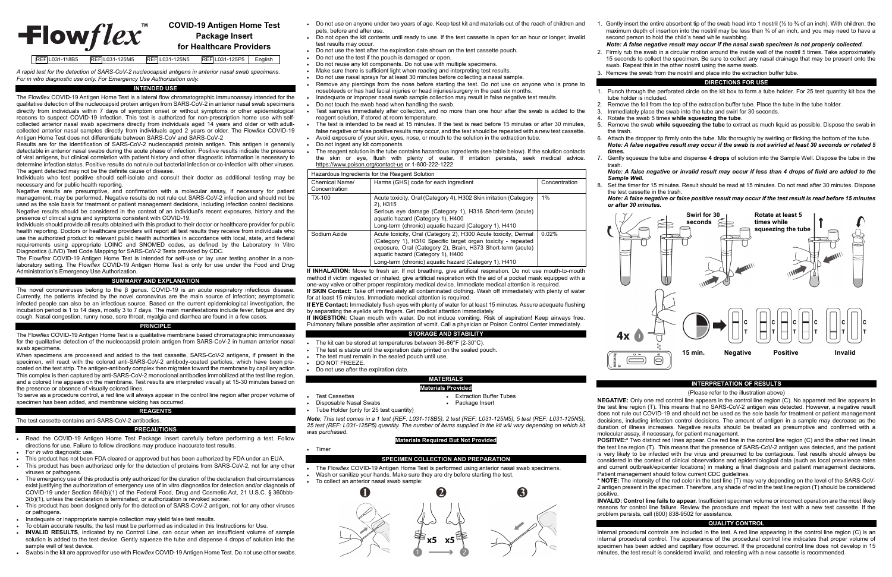# Flowflex™

## COVID-19 Antigen Home Test Package Insert for Healthcare Providers

REF L031-118B5 | REF L031-125M5 | REF L031-125N5 | REF L031-125P5 | English

*A rapid test for the detection of SARS-CoV-2 nucleocapsid antigens in anterior nasal swab specimens. For in vitro diagnostic use only. For Emergency Use Authorization only.*

## INTENDED USE

The Flow*flex* COVID-19 Antigen Home Test is a lateral flow chromatographic immunoassay intended for the qualitative detection of the nucleocapsid protein antigen from SARS-CoV-2 in anterior nasal swab specimens directly from individuals within 7 days of symptom onset or without symptoms or other epidemiological reasons to suspect COVID-19 infection. This test is authorized for non-prescription home use with self-collected anterior nasal swab specimens directly from individuals aged 14 years and older or with adult-collected anterior nasal samples directly from individuals aged 2 years or older. The Flow*flex* COVID-19 Antigen Home Test does not differentiate between SARS-CoV and SARS-CoV-2

Results are for the identification of SARS-CoV-2 nucleocapsid protein antigen. This antigen is generally detectable in anterior nasal swabs during the acute phase of infection. Positive results indicate the presence of viral antigens, but clinical correlation with patient history and other diagnostic information is necessary to determine infection status. Positive results do not rule out bacterial infection or co-infection with other viruses. The agent detected may not be the definite cause of disease.

Individuals who test positive should self-isolate and consult their doctor as additional testing may be necessary and for public health reporting.

Negative results are presumptive, and confirmation with a molecular assay, if necessary for patient management, may be performed. Negative results do not rule out SARS-CoV-2 infection and should not be used as the sole basis for treatment or patient management decisions, including infection control decisions. Negative results should be considered in the context of an individual's recent exposures, history and the presence of clinical signs and symptoms consistent with COVID-19.

Individuals should provide all results obtained with this product to their doctor or healthcare provider for public health reporting. Doctors or healthcare providers will report all test results they receive from individuals who use the authorized product to relevant public health authorities in accordance with local, state, and federal requirements using appropriate LOINC and SNOMED codes, as defined by the Laboratory In Vitro Diagnostics (LIVD) Test Code Mapping for SARS-CoV-2 Tests provided by CDC.

The Flow*flex* COVID-19 Antigen Home Test is intended for self-use or lay user testing another in a non-laboratory setting. The Flow*flex* COVID-19 Antigen Home Test is only for use under the Food and Drug Administration's Emergency Use Authorization.

## SUMMARY AND EXPLANATION

The novel coronaviruses belong to the β genus. COVID-19 is an acute respiratory infectious disease. Currently, the patients infected by the novel coronavirus are the main source of infection; asymptomatic infected people can also be an infectious source. Based on the current epidemiological investigation, the incubation period is 1 to 14 days, mostly 3 to 7 days. The main manifestations include fever, fatigue and dry cough. Nasal congestion, runny nose, sore throat, myalgia and diarrhea are found in a few cases.

## PRINCIPLE

The Flow*flex* COVID-19 Antigen Home Test is a qualitative membrane based chromatographic immunoassay for the qualitative detection of the nucleocapsid protein antigen from SARS-CoV-2 in human anterior nasal swab specimens.

When specimens are processed and added to the test cassette, SARS-CoV-2 antigens, if present in the specimen, will react with the colored anti-SARS-CoV-2 antibody-coated particles, which have been pre-coated on the test strip. The antigen-antibody complex then migrates toward the membrane by capillary action. This complex is then captured by anti-SARS-CoV-2 monoclonal antibodies immobilized at the test line region, and a colored line appears on the membrane. Test results are interpreted visually at 15-30 minutes based on the presence or absence of visually colored lines.

To serve as a procedure control, a red line will always appear in the control line region after proper volume of specimen has been added, and membrane wicking has occurred.

## REAGENTS

The test cassette contains anti-SARS-CoV-2 antibodies.

## PRECAUTIONS

- Read the COVID-19 Antigen Home Test Package Insert carefully before performing a test. Follow directions for use. Failure to follow directions may produce inaccurate test results.
- For *in vitro* diagnostic use.
- This product has not been FDA cleared or approved but has been authorized by FDA under an EUA.
- This product has been authorized only for the detection of proteins from SARS-CoV-2, not for any other viruses or pathogens.
- The emergency use of this product is only authorized for the duration of the declaration that circumstances exist justifying the authorization of emergency use of in vitro diagnostics for detection and/or diagnosis of COVID-19 under Section 564(b)(1) of the Federal Food, Drug and Cosmetic Act, 21 U.S.C. § 360bbb-3(b)(1), unless the declaration is terminated, or authorization is revoked sooner.
- This product has been designed only for the detection of SARS-CoV-2 antigen, not for any other viruses or pathogens.
- Inadequate or inappropriate sample collection may yield false test results.
- To obtain accurate results, the test must be performed as indicated in this Instructions for Use.
- **INVALID RESULTS**, indicated by no Control Line, can occur when an insufficient volume of sample solution is added to the test device. Gently squeeze the tube and dispense 4 drops of solution into the sample well of test device.
- Swabs in the kit are approved for use with Flow*flex* COVID-19 Antigen Home Test. Do not use other swabs.
- Do not use on anyone under two years of age. Keep test kit and materials out of the reach of children and pets, before and after use.
- Do not open the kit contents until ready to use. If the test cassette is open for an hour or longer, invalid test results may occur.
- Do not use the test after the expiration date shown on the test cassette pouch.
- Do not use the test if the pouch is damaged or open.
- Do not reuse any kit components. Do not use with multiple specimens.
- Make sure there is sufficient light when reading and interpreting test results.
- Do not use nasal sprays for at least 30 minutes before collecting a nasal sample.
- Remove any piercings from the nose before starting the test. Do not use on anyone who is prone to nosebleeds or has had facial injuries or head injuries/surgery in the past six months.
- Inadequate or improper nasal swab sample collection may result in false negative test results.
- Do not touch the swab head when handling the swab.
- Test samples immediately after collection, and no more than one hour after the swab is added to the reagent solution, if stored at room temperature.
- The test is intended to be read at 15 minutes. If the test is read before 15 minutes or after 30 minutes, false negative or false positive results may occur, and the test should be repeated with a new test cassette.
- Avoid exposure of your skin, eyes, nose, or mouth to the solution in the extraction tube.
- Do not ingest any kit components.
- The reagent solution in the tube contains hazardous ingredients (see table below). If the solution contacts the skin or eye, flush with plenty of water. If irritation persists, seek medical advice. https://www.poison.org/contact-us or 1-800-222-1222

| Hazardous Ingredients for the Reagent Solution | | |
|---|---|---|
| Chemical Name/ Concentration | Harms (GHS) code for each ingredient | Concentration |
| TX-100 | Acute toxicity, Oral (Category 4), H302 Skin irritation (Category 2), H315<br>Serious eye damage (Category 1), H318 Short-term (acute) aquatic hazard (Category 1), H400<br>Long-term (chronic) aquatic hazard (Category 1), H410 | 1% |
| Sodium Azide | Acute toxicity, Oral (Category 2), H300 Acute toxicity, Dermal (Category 1), H310 Specific target organ toxicity - repeated exposure, Oral (Category 2), Brain, H373 Short-term (acute) aquatic hazard (Category 1), H400<br>Long-term (chronic) aquatic hazard (Category 1), H410 | 0.02% |

**If INHALATION:** Move to fresh air. If not breathing, give artificial respiration. Do not use mouth-to-mouth method if victim ingested or inhaled; give artificial respiration with the aid of a pocket mask equipped with a one-way valve or other proper respiratory medical device. Immediate medical attention is required.

**If SKIN Contact:** Take off immediately all contaminated clothing. Wash off immediately with plenty of water for at least 15 minutes. Immediate medical attention is required.

**If EYE Contact:** Immediately flush eyes with plenty of water for at least 15 minutes. Assure adequate flushing by separating the eyelids with fingers. Get medical attention immediately.

**If INGESTION:** Clean mouth with water. Do not induce vomiting. Risk of aspiration! Keep airways free. Pulmonary failure possible after aspiration of vomit. Call a physician or Poison Control Center immediately.

## STORAGE AND STABILITY

- The kit can be stored at temperatures between 36-86°F (2-30°C).
- The test is stable until the expiration date printed on the sealed pouch.
- The test must remain in the sealed pouch until use.
- DO NOT FREEZE.
- Do not use after the expiration date.

## MATERIALS

### Materials Provided

- Test Cassettes
- Disposable Nasal Swabs
- Tube Holder (only for 25 test quantity)
- Extraction Buffer Tubes
- Package Insert

*Note: This test comes in a 1 test (REF: L031-118B5), 2 test (REF: L031-125M5), 5 test (REF: L031-125N5), 25 test (REF: L031-125P5) quantity. The number of items supplied in the kit will vary depending on which kit was purchased.*

### Materials Required But Not Provided

- Timer

## SPECIMEN COLLECTION AND PREPARATION

- The Flow*flex* COVID-19 Antigen Home Test is performed using anterior nasal swab specimens.
- Wash or sanitize your hands. Make sure they are dry before starting the test.
- To collect an anterior nasal swab sample:

1. Gently insert the entire absorbent tip of the swab head into 1 nostril (½ to ¾ of an inch). With children, the maximum depth of insertion into the nostril may be less than ¾ of an inch, and you may need to have a second person to hold the child's head while swabbing.
   ***Note: A false negative result may occur if the nasal swab specimen is not properly collected.***
2. Firmly rub the swab in a circular motion around the inside wall of the nostril 5 times. Take approximately 15 seconds to collect the specimen. Be sure to collect any nasal drainage that may be present onto the swab. Repeat this in the other nostril using the same swab.
3. Remove the swab from the nostril and place into the extraction buffer tube.

## DIRECTIONS FOR USE

1. Punch through the perforated circle on the kit box to form a tube holder. For 25 test quantity kit box the tube holder is included.
2. Remove the foil from the top of the extraction buffer tube. Place the tube in the tube holder.
3. Immediately place the swab into the tube and swirl for 30 seconds.
4. Rotate the swab 5 times **while squeezing the tube**.
5. Remove the swab **while squeezing the tube** to extract as much liquid as possible. Dispose the swab in the trash.
6. Attach the dropper tip firmly onto the tube. Mix thoroughly by swirling or flicking the bottom of the tube.
   ***Note: A false negative result may occur if the swab is not swirled at least 30 seconds or rotated 5 times.***
7. Gently squeeze the tube and dispense **4 drops** of solution into the Sample Well. Dispose the tube in the trash.
   ***Note: A false negative or invalid result may occur if less than 4 drops of fluid are added to the Sample Well.***
8. Set the timer for 15 minutes. Result should be read at 15 minutes. Do not read after 30 minutes. Dispose the test cassette in the trash.
   ***Note: A false negative or false positive result may occur if the test result is read before 15 minutes or after 30 minutes.***

Swirl for 30 seconds | Rotate at least 5 times while squeezing the tube | 4x | 15 min. | Negative | Positive | Invalid

## INTERPRETATION OF RESULTS

(Please refer to the illustration above)

**NEGATIVE:** Only one red control line appears in the control line region (C). No apparent red line appears in the test line region (T). This means that no SARS-CoV-2 antigen was detected. However, a negative result does not rule out COVID-19 and should not be used as the sole basis for treatment or patient management decisions, including infection control decisions. The amount of antigen in a sample may decrease as the duration of illness increases. Negative results should be treated as presumptive and confirmed with a molecular assay, if necessary, for patient management.

**POSITIVE:*** Two distinct red lines appear. One red line in the control line region (C) and the other red line in the test line region (T). This means that the presence of SARS-CoV-2 antigen was detected, and the patient is very likely to be infected with the virus and presumed to be contagious. Test results should always be considered in the context of clinical observations and epidemiological data (such as local prevalence rates and current outbreak/epicenter locations) in making a final diagnosis and patient management decisions. Patient management should follow current CDC guidelines.

**\* NOTE:** The intensity of the red color in the test line (T) may vary depending on the level of the SARS-CoV-2 antigen present in the specimen. Therefore, any shade of red in the test line region (T) should be considered positive.

**INVALID: Control line fails to appear.** Insufficient specimen volume or incorrect operation are the most likely reasons for control line failure. Review the procedure and repeat the test with a new test cassette. If the problem persists, call (800) 838-9502 for assistance.

## QUALITY CONTROL

Internal procedural controls are included in the test. A red line appearing in the control line region (C) is an internal procedural control. The appearance of the procedural control line indicates that proper volume of specimen has been added and capillary flow occurred. If the procedural control line does not develop in 15 minutes, the test result is considered invalid, and retesting with a new cassette is recommended.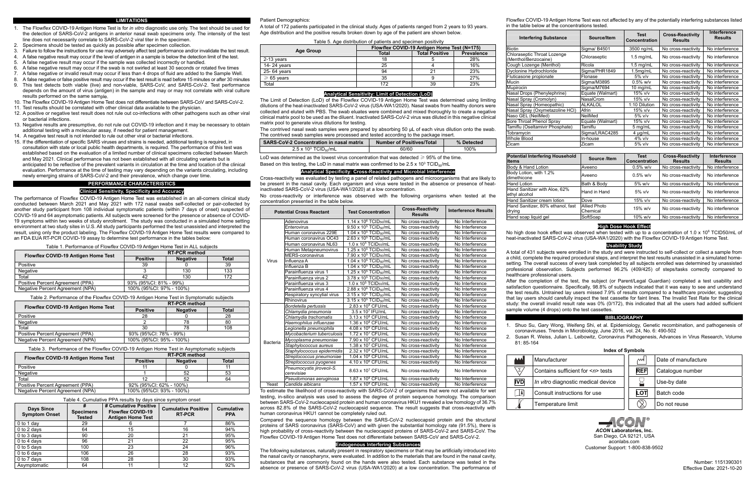## LIMITATIONS

1. The Flow*flex* COVID-19 Antigen Home Test is for *in vitro* diagnostic use only. The test should be used for the detection of SARS-CoV-2 antigens in anterior nasal swab specimens only. The intensity of the test line does not necessarily correlate to SARS-CoV-2 viral titer in the specimen.
2. Specimens should be tested as quickly as possible after specimen collection.
3. Failure to follow the instructions for use may adversely affect test performance and/or invalidate the test result.
4. A false negative result may occur if the level of antigen in a sample is below the detection limit of the test.
5. A false negative result may occur if the sample was collected incorrectly or handled.
6. A false negative result may occur if the swab is not swirled at least 30 seconds or rotated five times
7. A false negative or invalid result may occur if less than 4 drops of fluid are added to the Sample Well.
8. A false negative or false positive result may occur if the test result is read before 15 minutes or after 30 minutes
9. This test detects both viable (live) and non-viable, SARS-CoV, and SARS-CoV-2. Test performance depends on the amount of virus (antigen) in the sample and may or may not correlate with viral culture results performed on the same sample.
10. The Flow*flex* COVID-19 Antigen Home Test does not differentiate between SARS-CoV and SARS-CoV-2.
11. Test results should be correlated with other clinical data available to the physician.
12. A positive or negative test result does not rule out co-infections with other pathogens such as other viral or bacterial infections.
13. Negative results are presumptive, do not rule out COVID-19 infection and it may be necessary to obtain additional testing with a molecular assay, if needed for patient management.
14. A negative test result is not intended to rule out other viral or bacterial infections.
15. If the differentiation of specific SARS viruses and strains is needed, additional testing is required, in consultation with state or local public health departments, is required. The performance of this test was established based on the evaluation of a limited number of clinical specimens collected between March and May 2021. Clinical performance has not been established with all circulating variants but is anticipated to be reflective of the prevalent variants in circulation at the time and location of the clinical evaluation. Performance at the time of testing may vary depending on the variants circulating, including newly emerging strains of SARS-CoV-2 and their prevalence, which change over time.

## PERFORMANCE CHARACTERISTICS

### Clinical Sensitivity, Specificity and Accuracy

The performance of Flow*flex* COVID-19 Antigen Home Test was established in an all-comers clinical study conducted between March 2021 and May 2021 with 172 nasal swabs self-collected or pair-collected by another study participant from 108 individual symptomatic patients (within 7 days of onset) suspected of COVID-19 and 64 asymptomatic patients. All subjects were screened for the presence or absence of COVID-19 symptoms within two weeks of study enrollment. The study was conducted in a simulated home setting environment at two study sites in U.S. All study participants performed the test unassisted and interpreted the result, using only the product labeling. The Flow*flex* COVID-19 Antigen Home Test Results were compared to an FDA EUA RT-PCR COVID-19 assay to determine test performance in the tables below:

Table 1. Performance of Flow*flex* COVID-19 Antigen Home Test in ALL subjects

| Flow*flex* COVID-19 Antigen Home Test | RT-PCR method | | |
|---|---|---|---|
| | Positive | Negative | Total |
| Positive | 39 | 0 | 39 |
| Negative | 3 | 130 | 133 |
| Total | 42 | 130 | 172 |
| Positive Percent Agreement (PPA) | 93% (95%CI: 81% - 99%) | | |
| Negative Percent Agreement (NPA) | 100% (95%CI: 97% - 100%) | | |

Table 2. Performance of the Flow*flex* COVID-19 Antigen Home Test in Symptomatic subjects

| Flow*flex* COVID-19 Antigen Home Test | RT-PCR method | | |
|---|---|---|---|
| | Positive | Negative | Total |
| Positive | 28 | 0 | 28 |
| Negative | 2 | 78 | 80 |
| Total | 30 | 78 | 108 |
| Positive Percent Agreement (PPA) | 93% (95%CI: 78% - 99%) | | |
| Negative Percent Agreement (NPA) | 100% (95%CI: 95% - 100%) | | |

Table 3. Performance of the Flow*flex* COVID-19 Antigen Home Test in Asymptomatic subjects

| Flow*flex* COVID-19 Antigen Home Test | RT-PCR method | | |
|---|---|---|---|
| | Positive | Negative | Total |
| Positive | 11 | 0 | 11 |
| Negative | 1 | 52 | 53 |
| Total | 12 | 52 | 64 |
| Positive Percent Agreement (PPA) | 92% (95%CI: 62% - 100%) | | |
| Negative Percent Agreement (NPA) | 100% (95%CI: 93% - 100%) | | |

Table 4. Cumulative PPA results by days since symptom onset

| Days Since Symptom Onset | # Specimens Tested | # Cumulative Positive Flow*flex* COVID-19 Antigen Home Test | Cumulative Positive RT-PCR | Cumulative PPA |
|---|---|---|---|---|
| 0 to 1 day | 29 | 6 | 7 | 86% |
| 0 to 2 days | 64 | 15 | 16 | 94% |
| 0 to 3 days | 90 | 20 | 21 | 95% |
| 0 to 4 days | 96 | 21 | 22 | 95% |
| 0 to 5 days | 100 | 23 | 24 | 96% |
| 0 to 6 days | 106 | 26 | 28 | 93% |
| 0 to 7 days | 108 | 28 | 30 | 93% |
| Asymptomatic | 64 | 11 | 12 | 92% |

Patient Demographics:

A total of 172 patients participated in the clinical study. Ages of patients ranged from 2 years to 93 years. Age distribution and the positive results broken down by age of the patient are shown below.

Table 5. Age distribution of patients and specimen positivity

| Age Group | Flow*flex* COVID-19 Antigen Home Test (N=175) | | |
|---|---|---|---|
| | Total | Total Positive | Prevalence |
| 2-13 years | 18 | 5 | 28% |
| 14- 24 years | 25 | 4 | 16% |
| 25- 64 years | 94 | 21 | 23% |
| ≥ 65 years | 35 | 9 | 27% |
| Total | 172 | 39 | 23% |

### Analytical Sensitivity: Limit of Detection (LoD)

The Limit of Detection (LoD) of the Flow*flex* COVID-19 Antigen Home Test was determined using limiting dilutions of the heat-inactivated SARS-CoV-2 virus (USA-WA1/2020). Nasal swabs from healthy donors were collected and eluted with PBS. The swab eluates were combined and mixed thoroughly to create a negative clinical matrix pool to be used as the diluent. Inactivated SARS-CoV-2 virus was diluted in this negative clinical matrix pool to generate virus dilutions for testing.

The contrived nasal swab samples were prepared by absorbing 50 µL of each virus dilution onto the swab. The contrived swab samples were processed and tested according to the package insert.

| SARS-CoV-2 Concentration in nasal matrix | Number of Positives/Total | % Detected |
|---|---|---|
| $2.5 \times 10^3$ $TCID_{50}$/mL | 60/60 | 100% |

LoD was determined as the lowest virus concentration that was detected ≥ 95% of the time.

Based on this testing, the LoD in nasal matrix was confirmed to be $2.5 \times 10^3$ $TCID_{50}$/mL

### Analytical Specificity: Cross-Reactivity and Microbial Interference

Cross-reactivity was evaluated by testing a panel of related pathogens and microorganisms that are likely to be present in the nasal cavity. Each organism and virus were tested in the absence or presence of heat-inactivated SARS-CoV-2 virus (USA-WA1/2020) at a low concentration.

No cross-reactivity or interference was observed with the following organisms when tested at the concentration presented in the table below.

| Potential Cross Reactant | | Test Concentration | Cross-Reactivity Results | Interference Results |
|---|---|---|---|---|
| Virus | Adenovirus | $1.14 \times 10^6$ $TCID_{50}$/mL | No cross-reactivity | No Interference |
| | Enterovirus | $9.50 \times 10^5$ $TCID_{50}$/mL | No cross-reactivity | No Interference |
| | Human coronavirus 229E | $1.04 \times 10^5$ $TCID_{50}$/mL | No cross-reactivity | No Interference |
| | Human coronavirus OC43 | $2.63 \times 10^5$ $TCID_{50}$/mL | No cross-reactivity | No Interference |
| | Human coronavirus NL63 | $1.0 \times 10^5$ $TCID_{50}$/mL | No cross-reactivity | No Interference |
| | Human Metapneumovirus | $1.25 \times 10^5$ $TCID_{50}$/mL | No cross-reactivity | No Interference |
| | MERS-coronavirus | $7.90 \times 10^5$ $TCID_{50}$/mL | No cross-reactivity | No Interference |
| | Influenza A | $1.04 \times 10^5$ $TCID_{50}$/mL | No cross-reactivity | No Interference |
| | Influenza B | $1.04 \times 10^5$ $TCID_{50}$/mL | No cross-reactivity | No Interference |
| | Parainfluenza virus 1 | $1.25 \times 10^5$ $TCID_{50}$/mL | No cross-reactivity | No Interference |
| | Parainfluenza virus 2 | $3.78 \times 10^5$ $TCID_{50}$/mL | No cross-reactivity | No Interference |
| | Parainfluenza virus 3 | $1.0 \times 10^5$ $TCID_{50}$/mL | No cross-reactivity | No Interference |
| | Parainfluenza virus 4 | $2.88 \times 10^6$ $TCID_{50}$/mL | No cross-reactivity | No Interference |
| | Respiratory syncytial virus | $3.15 \times 10^5$ $TCID_{50}$/mL | No cross-reactivity | No Interference |
| | Rhinovirus | $3.15 \times 10^5$ $TCID_{50}$/mL | No cross-reactivity | No Interference |
| Bacteria | *Bordetella pertussis* | $2.83 \times 10^9$ CFU/mL | No cross-reactivity | No Interference |
| | *Chlamydia pneumonia* | $3.5 \times 10^7$ IFU/mL | No cross-reactivity | No Interference |
| | *Chlamydia trachomatis* | $3.13 \times 10^8$ CFU/mL | No cross-reactivity | No Interference |
| | *Haemophilus influenzae* | $1.36 \times 10^8$ CFU/mL | No cross-reactivity | No Interference |
| | *Legionella pneumophila* | $4.08 \times 10^9$ CFU/mL | No cross-reactivity | No Interference |
| | *Mycobacterium tuberculosis* | $1.72 \times 10^7$ CFU/mL | No cross-reactivity | No Interference |
| | *Mycoplasma pneumoniae* | $7.90 \times 10^7$ CFU/mL | No cross-reactivity | No Interference |
| | *Staphylococcus aureus* | $1.38 \times 10^7$ CFU/mL | No cross-reactivity | No Interference |
| | *Staphylococcus epidermidis* | $2.32 \times 10^9$ CFU/mL | No cross-reactivity | No Interference |
| | *Streptococcus pneumoniae* | $1.04 \times 10^8$ CFU/mL | No cross-reactivity | No Interference |
| | *Streptococcus pyogenes* | $4.10 \times 10^6$ CFU/mL | No cross-reactivity | No Interference |
| | *Pneumocystis jirovecii-S. cerevisiae* | $8.63 \times 10^7$ CFU/mL | No cross-reactivity | No Interference |
| | *Pseudomonas aeruginosa* | $1.87 \times 10^8$ CFU/mL | No cross-reactivity | No Interference |
| Yeast | *Candida albicans* | $1.57 \times 10^8$ CFU/mL | No cross-reactivity | No Interference |

To estimate the likelihood of cross-reactivity with SARS-CoV-2 of organisms that were not available for wet testing, in-silico analysis was used to assess the degree of protein sequence homology. The comparison between SARS-CoV-2 nucleocapsid protein and human coronavirus HKU1 revealed a low homology of 36.7% across 82.8% of the SARS-CoV-2 nucleocapsid sequence. The result suggests that cross-reactivity with human coronavirus HKU1 cannot be completely ruled out.

Compared the sequence homology between the SARS-CoV-2 nucleocapsid protein and the structural proteins of SARS coronavirus (SARS-CoV) and with given the substantial homology rate (91.5%), there is high probability of cross-reactivity between the nucleocapsid proteins of SARS-CoV-2 and SARS-CoV. The Flow*flex* COVID-19 Antigen Home Test does not differentiate between SARS-CoV and SARS-CoV-2.

### Endogenous Interfering Substances

The following substances, naturally present in respiratory specimens or that may be artificially introduced into the nasal cavity or nasopharynx, were evaluated. In addition to the materials that are found in the nasal cavity, substances that are commonly found on the hands were also tested. Each substance was tested in the absence or presence of SARS-CoV-2 virus (USA-WA1/2020) at a low concentration. The performance of Flow*flex* COVID-19 Antigen Home Test was not affected by any of the potentially interfering substances listed in the table below at the concentrations tested.

| Interfering Substance | Source/Item | Test Concentration | Cross-Reactivity Results | Interference Results |
|---|---|---|---|---|
| Biotin | Sigma/ B4501 | 3500 ng/mL | No cross-reactivity | No interference |
| Chloraseptic Throat Lozenge (Menthol/Benzocaine) | Chloraseptic | 1.5 mg/mL | No cross-reactivity | No interference |
| Cough Lozenge (Menthol) | Ricola | 1.5 mg/mL | No cross-reactivity | No interference |
| Dyclonine Hydrochloride | Sigma/PHR1849 | 1.5mg/mL | No cross-reactivity | No interference |
| Fluticasone propionate | Flonase | 5% v/v | No cross-reactivity | No interference |
| Mucin | Sigma/M3895 | 0.5% w/v | No cross-reactivity | No interference |
| Mupirocin | Sigma/M7694 | 10 mg/mL | No cross-reactivity | No interference |
| Nasal Drops (Phenylephrine) | Equate (Walmart) | 15% v/v | No cross-reactivity | No interference |
| Nasal Spray (Cromolyn) | NasalCrom | 15% v/v | No cross-reactivity | No interference |
| Nasal Spray (Homeopathic) | ALKALOL | 1:10 Dilution | No cross-reactivity | No interference |
| Nasal Spray (Oxymetazoline HCl) | Afrin | 15% v/v | No cross-reactivity | No interference |
| Naso GEL (NeilMed) | NeilMed | 5% v/v | No cross-reactivity | No interference |
| Sore Throat Phenol Spray | Equate (Walmart) | 15% v/v | No cross-reactivity | No interference |
| Tamiflu (Oseltamivir Phosphate) | Tamiflu | 5 mg/mL | No cross-reactivity | No interference |
| Tobramycin | Sigma/LRAC4285 | 4 µg/mL | No cross-reactivity | No interference |
| Whole Blood | In-house | 4% v/v | No cross-reactivity | No interference |
| Zicam | Zicam | 5% v/v | No cross-reactivity | No interference |

| Potential Interfering Household Items | Source /Item | Test Concentration | Cross-Reactivity Results | Interference Results |
|---|---|---|---|---|
| Body & Hand Lotion | Aveeno | 0.5% w/v | No cross-reactivity | No interference |
| Body Lotion, with 1.2% dimethicone | Aveeno | 0.5% w/v | No cross-reactivity | No interference |
| Hand Lotion | Bath & Body | 5% w/v | No cross-reactivity | No interference |
| Hand Sanitizer with Aloe, 62% ethyl alcohol | Hand in Hand | 5% v/v | No cross-reactivity | No interference |
| Hand Sanitizer cream lotion | Dove | 15% v/v | No cross-reactivity | No interference |
| Hand Sanitizer, 80% ethanol, fast drying | Allied Photo Chemical | 15% w/v | No cross-reactivity | No interference |
| Hand soap liquid gel | SoftSoap | 10% w/v | No cross-reactivity | No interference |

### High Dose Hook Effect

No high dose hook effect was observed when tested with up to a concentration of $1.0 \times 10^6$ TCID50/mL of heat-inactivated SARS-CoV-2 virus (USA-WA1/2020) with the Flow*flex* COVID-19 Antigen Home Test.

### Usability Study

A total of 431 subjects were enrolled in the study and were instructed to self-collect or collect a sample from a child, complete the required procedural steps, and interpret the test results unassisted in a simulated home-setting. The overall success of every task completed by all subjects enrolled was determined by unassisted professional observation. Subjects performed 96.2% (409/425) of steps/tasks correctly compared to healthcare professional users.

After the completion of the test, the subject (or Parent/Legal Guardian) completed a test usability and satisfaction questionnaire. Specifically, 98.8% of subjects indicated that it was easy to see and understand the test results. Untrained lay users missed 7.9% of results compared to a healthcare provider, suggesting that lay users should carefully inspect the test cassette for faint lines. The Invalid Test Rate for the clinical study: the overall invalid result rate was 0% (0/172), this indicated that all the users had added sufficient sample volume (4 drops) onto the test cassettes.

## BIBLIOGRAPHY

1. Shuo Su, Gary Wong, Weifeng Shi, et al. Epidemiology, Genetic recombination, and pathogenesis of coronaviruses. Trends in Microbiology, June 2016, vol. 24, No. 6: 490-502
2. Susan R. Weiss, Julian L. Leibowitz, Coronavirus Pathogenesis, Advances in Virus Research, Volume 81: 85-164

### Index of Symbols

| | | | |
|---|---|---|---|
| | Manufacturer | | Date of manufacture |
| | Contains sufficient for <n> tests | REF | Catalogue number |
| IVD | *In vitro* diagnostic medical device | | Use-by date |
| | Consult instructions for use | LOT | Batch code |
| | Temperature limit | | Do not reuse |

ACON®

*ACON* **Laboratories, Inc.**
San Diego, CA 92121, USA
aconlabs.com
Customer Support: 1-800-838-9502

Number: 1151390301
Effective Date: 2021-10-20